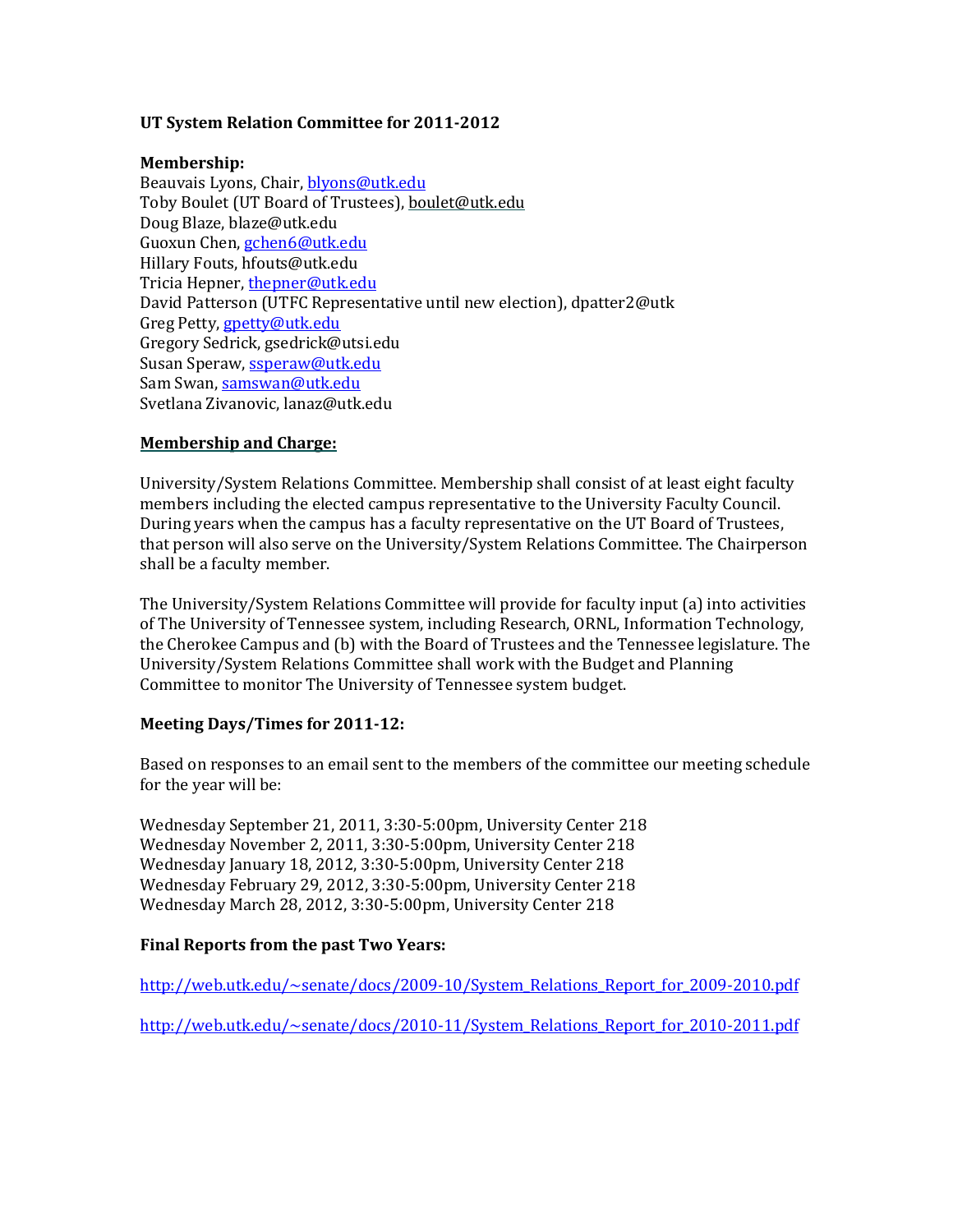**UT System Relation Committee for 2011-2012**

**Membership:**
Beauvais Lyons, Chair, blyons@utk.edu
Toby Boulet (UT Board of Trustees), boulet@utk.edu
Doug Blaze, blaze@utk.edu
Guoxun Chen, gchen6@utk.edu
Hillary Fouts, hfouts@utk.edu
Tricia Hepner, thepner@utk.edu
David Patterson (UTFC Representative until new election), dpatter2@utk
Greg Petty, gpetty@utk.edu
Gregory Sedrick, gsedrick@utsi.edu
Susan Speraw, ssperaw@utk.edu
Sam Swan, samswan@utk.edu
Svetlana Zivanovic, lanaz@utk.edu

**Membership and Charge:**

University/System Relations Committee. Membership shall consist of at least eight faculty members including the elected campus representative to the University Faculty Council. During years when the campus has a faculty representative on the UT Board of Trustees, that person will also serve on the University/System Relations Committee. The Chairperson shall be a faculty member.

The University/System Relations Committee will provide for faculty input (a) into activities of The University of Tennessee system, including Research, ORNL, Information Technology, the Cherokee Campus and (b) with the Board of Trustees and the Tennessee legislature. The University/System Relations Committee shall work with the Budget and Planning Committee to monitor The University of Tennessee system budget.

**Meeting Days/Times for 2011-12:**

Based on responses to an email sent to the members of the committee our meeting schedule for the year will be:

Wednesday September 21, 2011, 3:30-5:00pm, University Center 218
Wednesday November 2, 2011, 3:30-5:00pm, University Center 218
Wednesday January 18, 2012, 3:30-5:00pm, University Center 218
Wednesday February 29, 2012, 3:30-5:00pm, University Center 218
Wednesday March 28, 2012, 3:30-5:00pm, University Center 218

**Final Reports from the past Two Years:**

http://web.utk.edu/~senate/docs/2009-10/System_Relations_Report_for_2009-2010.pdf

http://web.utk.edu/~senate/docs/2010-11/System_Relations_Report_for_2010-2011.pdf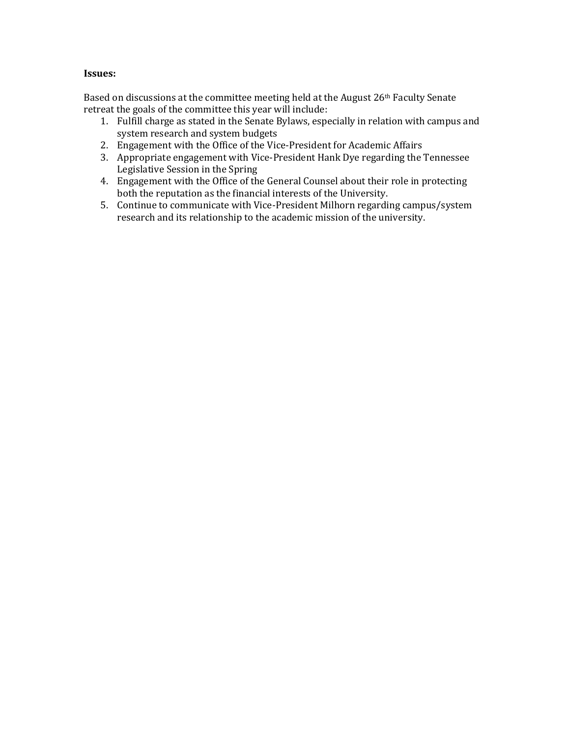**Issues:**

Based on discussions at the committee meeting held at the August 26th Faculty Senate retreat the goals of the committee this year will include:

1. Fulfill charge as stated in the Senate Bylaws, especially in relation with campus and system research and system budgets
2. Engagement with the Office of the Vice-President for Academic Affairs
3. Appropriate engagement with Vice-President Hank Dye regarding the Tennessee Legislative Session in the Spring
4. Engagement with the Office of the General Counsel about their role in protecting both the reputation as the financial interests of the University.
5. Continue to communicate with Vice-President Milhorn regarding campus/system research and its relationship to the academic mission of the university.